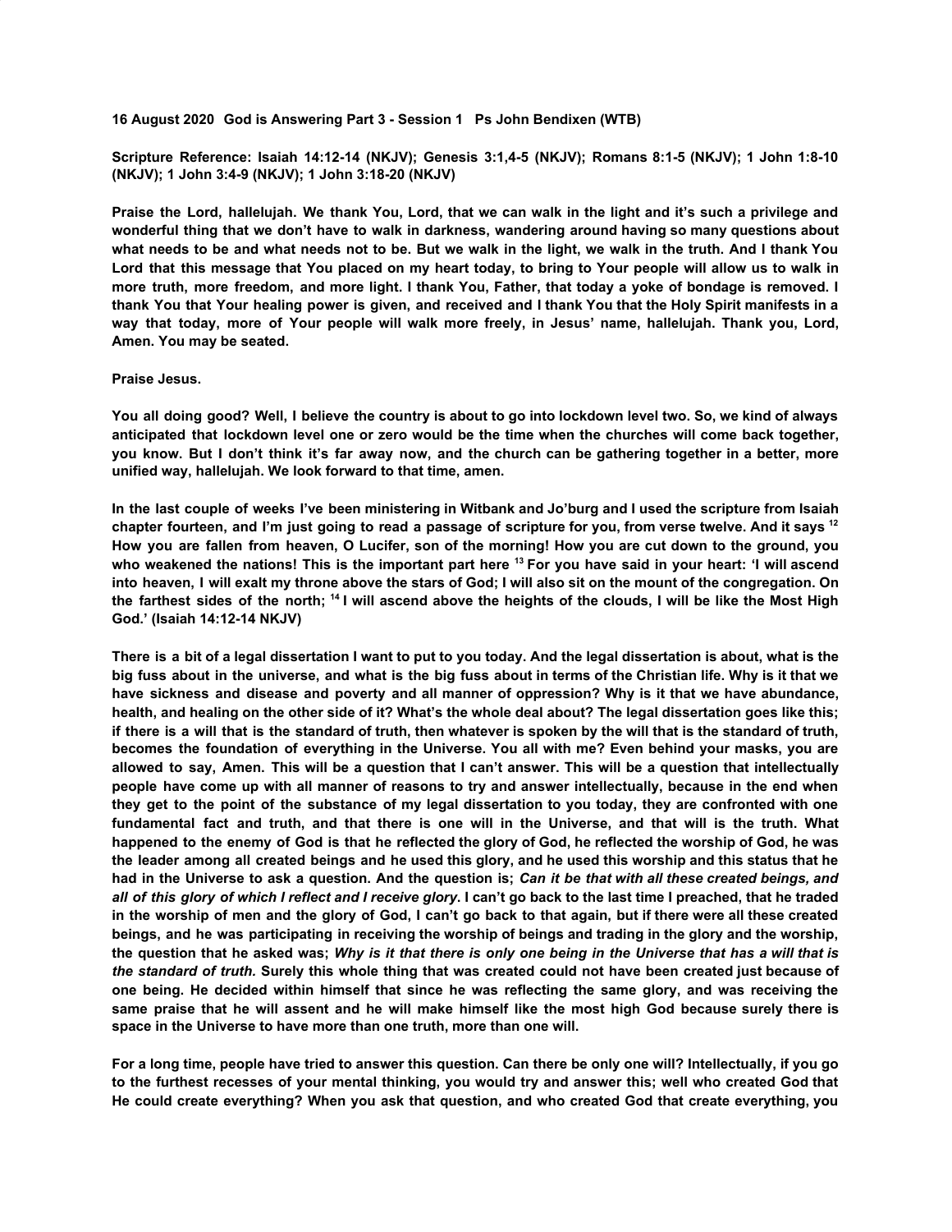**16 August 2020 God is Answering Part 3 - Session 1 Ps John Bendixen (WTB)**

**Scripture Reference: Isaiah 14:12-14 (NKJV); Genesis 3:1,4-5 (NKJV); Romans 8:1-5 (NKJV); 1 John 1:8-10 (NKJV); 1 John 3:4-9 (NKJV); 1 John 3:18-20 (NKJV)**

**Praise the Lord, hallelujah. We thank You, Lord, that we can walk in the light and it's such a privilege and wonderful thing that we don't have to walk in darkness, wandering around having so many questions about what needs to be and what needs not to be. But we walk in the light, we walk in the truth. And I thank You Lord that this message that You placed on my heart today, to bring to Your people will allow us to walk in more truth, more freedom, and more light. I thank You, Father, that today a yoke of bondage is removed. I thank You that Your healing power is given, and received and I thank You that the Holy Spirit manifests in a way that today, more of Your people will walk more freely, in Jesus' name, hallelujah. Thank you, Lord, Amen. You may be seated.**

**Praise Jesus.**

**You all doing good? Well, I believe the country is about to go into lockdown level two. So, we kind of always anticipated that lockdown level one or zero would be the time when the churches will come back together, you know. But I don't think it's far away now, and the church can be gathering together in a better, more unified way, hallelujah. We look forward to that time, amen.**

**In the last couple of weeks I've been ministering in Witbank and Jo'burg and I used the scripture from Isaiah chapter fourteen, and I'm just going to read a passage of scripture for you, from verse twelve. And it says [12] How you are fallen from heaven, O Lucifer, son of the morning! How you are cut down to the ground, you who weakened the nations! This is the important part here [13] For you have said in your heart: 'I will ascend into heaven, I will exalt my throne above the stars of God; I will also sit on the mount of the congregation. On the farthest sides of the north; [14] I will ascend above the heights of the clouds, I will be like the Most High God.' (Isaiah 14:12-14 NKJV)**

**There is a bit of a legal dissertation I want to put to you today. And the legal dissertation is about, what is the big fuss about in the universe, and what is the big fuss about in terms of the Christian life. Why is it that we have sickness and disease and poverty and all manner of oppression? Why is it that we have abundance, health, and healing on the other side of it? What's the whole deal about? The legal dissertation goes like this; if there is a will that is the standard of truth, then whatever is spoken by the will that is the standard of truth, becomes the foundation of everything in the Universe. You all with me? Even behind your masks, you are allowed to say, Amen. This will be a question that I can't answer. This will be a question that intellectually people have come up with all manner of reasons to try and answer intellectually, because in the end when they get to the point of the substance of my legal dissertation to you today, they are confronted with one fundamental fact and truth, and that there is one will in the Universe, and that will is the truth. What happened to the enemy of God is that he reflected the glory of God, he reflected the worship of God, he was the leader among all created beings and he used this glory, and he used this worship and this status that he had in the Universe to ask a question. And the question is; *Can it be that with all these created beings, and all of this glory of which I reflect and I receive glory*. I can't go back to the last time I preached, that he traded in the worship of men and the glory of God, I can't go back to that again, but if there were all these created beings, and he was participating in receiving the worship of beings and trading in the glory and the worship, the question that he asked was; *Why is it that there is only one being in the Universe that has a will that is the standard of truth.* Surely this whole thing that was created could not have been created just because of one being. He decided within himself that since he was reflecting the same glory, and was receiving the same praise that he will assent and he will make himself like the most high God because surely there is space in the Universe to have more than one truth, more than one will.**

**For a long time, people have tried to answer this question. Can there be only one will? Intellectually, if you go to the furthest recesses of your mental thinking, you would try and answer this; well who created God that He could create everything? When you ask that question, and who created God that create everything, you**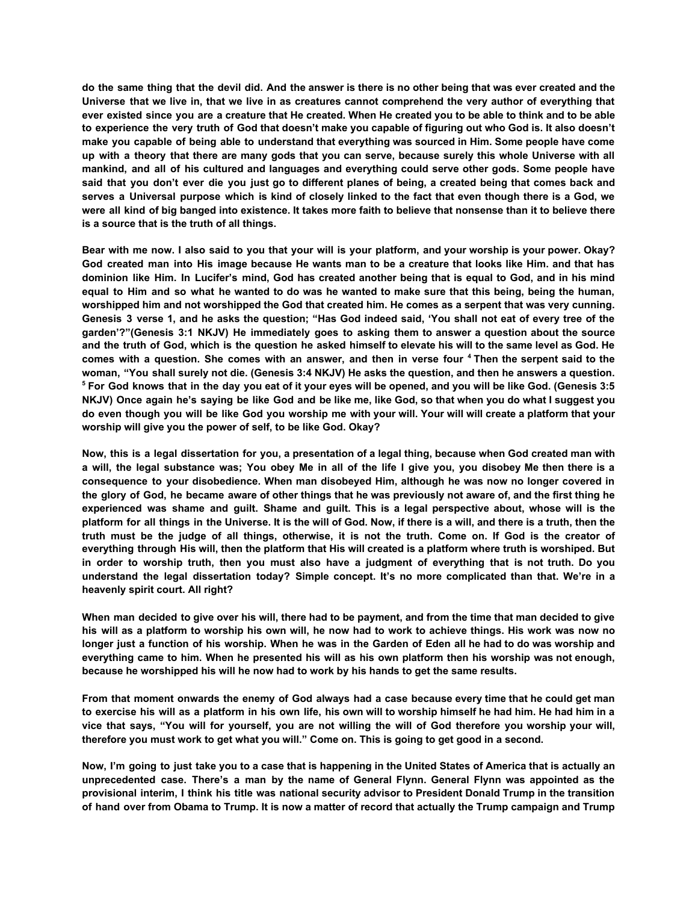**do the same thing that the devil did. And the answer is there is no other being that was ever created and the Universe that we live in, that we live in as creatures cannot comprehend the very author of everything that ever existed since you are a creature that He created. When He created you to be able to think and to be able to experience the very truth of God that doesn't make you capable of figuring out who God is. It also doesn't make you capable of being able to understand that everything was sourced in Him. Some people have come up with a theory that there are many gods that you can serve, because surely this whole Universe with all mankind, and all of his cultured and languages and everything could serve other gods. Some people have said that you don't ever die you just go to different planes of being, a created being that comes back and serves a Universal purpose which is kind of closely linked to the fact that even though there is a God, we were all kind of big banged into existence. It takes more faith to believe that nonsense than it to believe there is a source that is the truth of all things.**

**Bear with me now. I also said to you that your will is your platform, and your worship is your power. Okay? God created man into His image because He wants man to be a creature that looks like Him. and that has dominion like Him. In Lucifer's mind, God has created another being that is equal to God, and in his mind equal to Him and so what he wanted to do was he wanted to make sure that this being, being the human, worshipped him and not worshipped the God that created him. He comes as a serpent that was very cunning. Genesis 3 verse 1, and he asks the question; "Has God indeed said, 'You shall not eat of every tree of the garden'?"(Genesis 3:1 NKJV) He immediately goes to asking them to answer a question about the source and the truth of God, which is the question he asked himself to elevate his will to the same level as God. He comes with a question. She comes with an answer, and then in verse four [4] Then the serpent said to the woman, "You shall surely not die. (Genesis 3:4 NKJV) He asks the question, and then he answers a question. [5] For God knows that in the day you eat of it your eyes will be opened, and you will be like God. (Genesis 3:5 NKJV) Once again he's saying be like God and be like me, like God, so that when you do what I suggest you do even though you will be like God you worship me with your will. Your will will create a platform that your worship will give you the power of self, to be like God. Okay?**

**Now, this is a legal dissertation for you, a presentation of a legal thing, because when God created man with a will, the legal substance was; You obey Me in all of the life I give you, you disobey Me then there is a consequence to your disobedience. When man disobeyed Him, although he was now no longer covered in the glory of God, he became aware of other things that he was previously not aware of, and the first thing he experienced was shame and guilt. Shame and guilt. This is a legal perspective about, whose will is the platform for all things in the Universe. It is the will of God. Now, if there is a will, and there is a truth, then the truth must be the judge of all things, otherwise, it is not the truth. Come on. If God is the creator of everything through His will, then the platform that His will created is a platform where truth is worshiped. But in order to worship truth, then you must also have a judgment of everything that is not truth. Do you understand the legal dissertation today? Simple concept. It's no more complicated than that. We're in a heavenly spirit court. All right?**

**When man decided to give over his will, there had to be payment, and from the time that man decided to give his will as a platform to worship his own will, he now had to work to achieve things. His work was now no longer just a function of his worship. When he was in the Garden of Eden all he had to do was worship and everything came to him. When he presented his will as his own platform then his worship was not enough, because he worshipped his will he now had to work by his hands to get the same results.**

**From that moment onwards the enemy of God always had a case because every time that he could get man to exercise his will as a platform in his own life, his own will to worship himself he had him. He had him in a vice that says, "You will for yourself, you are not willing the will of God therefore you worship your will, therefore you must work to get what you will." Come on. This is going to get good in a second.**

**Now, I'm going to just take you to a case that is happening in the United States of America that is actually an unprecedented case. There's a man by the name of General Flynn. General Flynn was appointed as the provisional interim, I think his title was national security advisor to President Donald Trump in the transition of hand over from Obama to Trump. It is now a matter of record that actually the Trump campaign and Trump**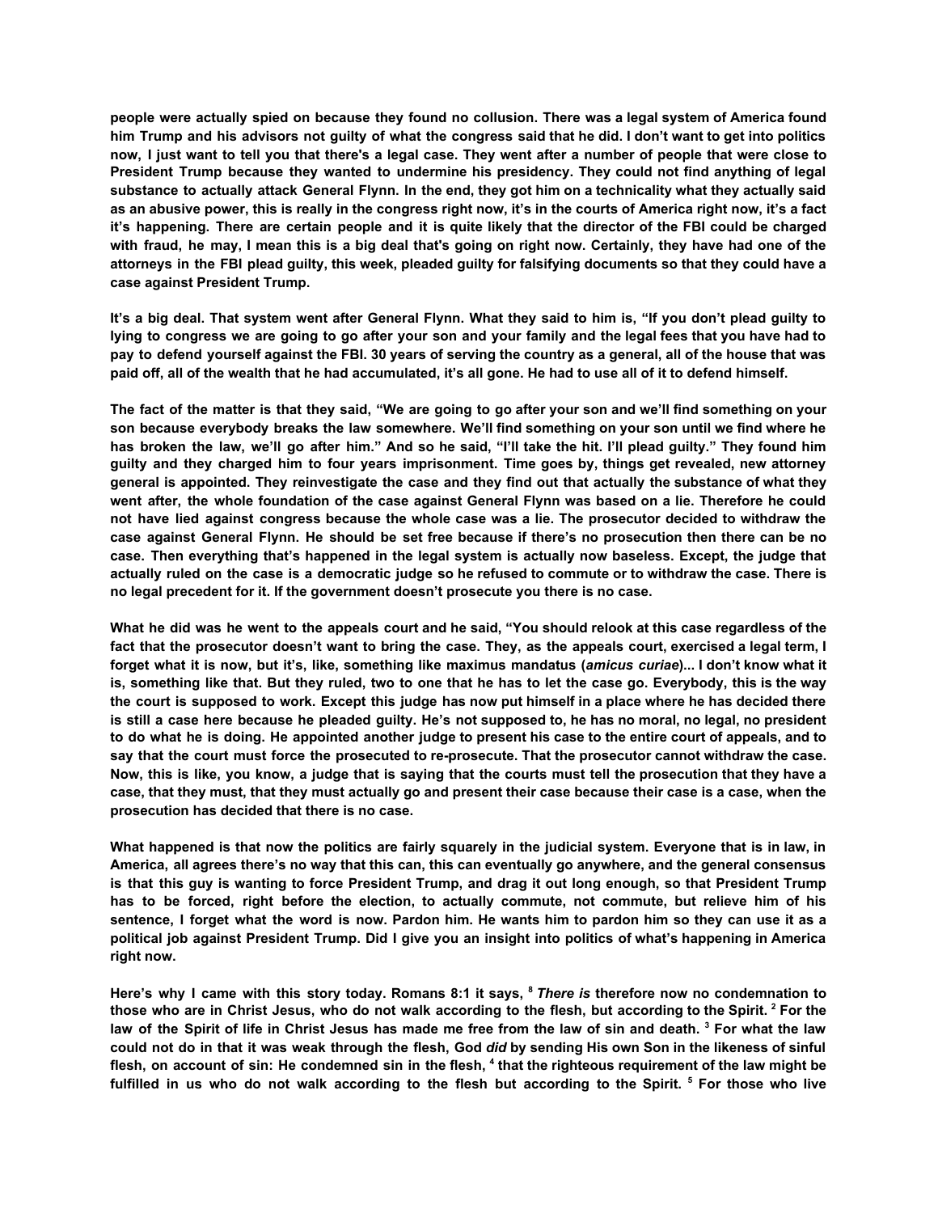**people were actually spied on because they found no collusion. There was a legal system of America found him Trump and his advisors not guilty of what the congress said that he did. I don't want to get into politics now, I just want to tell you that there's a legal case. They went after a number of people that were close to President Trump because they wanted to undermine his presidency. They could not find anything of legal substance to actually attack General Flynn. In the end, they got him on a technicality what they actually said as an abusive power, this is really in the congress right now, it's in the courts of America right now, it's a fact it's happening. There are certain people and it is quite likely that the director of the FBI could be charged with fraud, he may, I mean this is a big deal that's going on right now. Certainly, they have had one of the attorneys in the FBI plead guilty, this week, pleaded guilty for falsifying documents so that they could have a case against President Trump.**

**It's a big deal. That system went after General Flynn. What they said to him is, "If you don't plead guilty to lying to congress we are going to go after your son and your family and the legal fees that you have had to pay to defend yourself against the FBI. 30 years of serving the country as a general, all of the house that was paid off, all of the wealth that he had accumulated, it's all gone. He had to use all of it to defend himself.**

**The fact of the matter is that they said, "We are going to go after your son and we'll find something on your son because everybody breaks the law somewhere. We'll find something on your son until we find where he has broken the law, we'll go after him." And so he said, "I'll take the hit. I'll plead guilty." They found him guilty and they charged him to four years imprisonment. Time goes by, things get revealed, new attorney general is appointed. They reinvestigate the case and they find out that actually the substance of what they went after, the whole foundation of the case against General Flynn was based on a lie. Therefore he could not have lied against congress because the whole case was a lie. The prosecutor decided to withdraw the case against General Flynn. He should be set free because if there's no prosecution then there can be no case. Then everything that's happened in the legal system is actually now baseless. Except, the judge that actually ruled on the case is a democratic judge so he refused to commute or to withdraw the case. There is no legal precedent for it. If the government doesn't prosecute you there is no case.**

**What he did was he went to the appeals court and he said, "You should relook at this case regardless of the fact that the prosecutor doesn't want to bring the case. They, as the appeals court, exercised a legal term, I forget what it is now, but it's, like, something like maximus mandatus (*amicus curiae*)... I don't know what it is, something like that. But they ruled, two to one that he has to let the case go. Everybody, this is the way the court is supposed to work. Except this judge has now put himself in a place where he has decided there is still a case here because he pleaded guilty. He's not supposed to, he has no moral, no legal, no president to do what he is doing. He appointed another judge to present his case to the entire court of appeals, and to say that the court must force the prosecuted to re-prosecute. That the prosecutor cannot withdraw the case. Now, this is like, you know, a judge that is saying that the courts must tell the prosecution that they have a case, that they must, that they must actually go and present their case because their case is a case, when the prosecution has decided that there is no case.**

**What happened is that now the politics are fairly squarely in the judicial system. Everyone that is in law, in America, all agrees there's no way that this can, this can eventually go anywhere, and the general consensus is that this guy is wanting to force President Trump, and drag it out long enough, so that President Trump has to be forced, right before the election, to actually commute, not commute, but relieve him of his sentence, I forget what the word is now. Pardon him. He wants him to pardon him so they can use it as a political job against President Trump. Did I give you an insight into politics of what's happening in America right now.**

**Here's why I came with this story today. Romans 8:1 it says, [8] *There is* therefore now no condemnation to those who are in Christ Jesus, who do not walk according to the flesh, but according to the Spirit. [2] For the law of the Spirit of life in Christ Jesus has made me free from the law of sin and death. [3] For what the law could not do in that it was weak through the flesh, God *did* by sending His own Son in the likeness of sinful flesh, on account of sin: He condemned sin in the flesh, [4] that the righteous requirement of the law might be fulfilled in us who do not walk according to the flesh but according to the Spirit. [5] For those who live**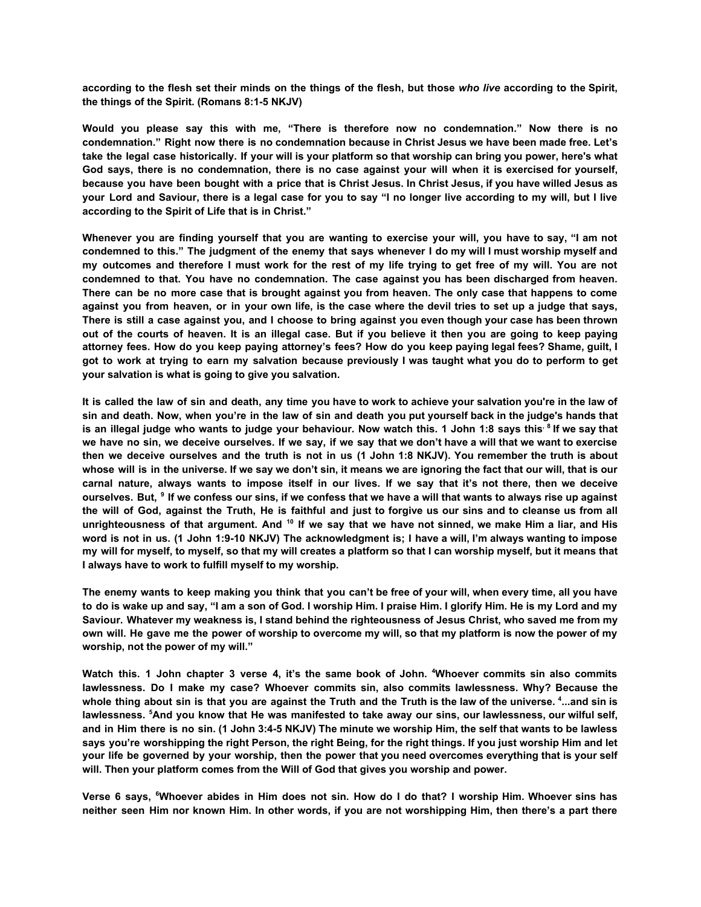**according to the flesh set their minds on the things of the flesh, but those *who live* according to the Spirit, the things of the Spirit. (Romans 8:1-5 NKJV)**

**Would you please say this with me, "There is therefore now no condemnation." Now there is no condemnation." Right now there is no condemnation because in Christ Jesus we have been made free. Let's take the legal case historically. If your will is your platform so that worship can bring you power, here's what God says, there is no condemnation, there is no case against your will when it is exercised for yourself, because you have been bought with a price that is Christ Jesus. In Christ Jesus, if you have willed Jesus as your Lord and Saviour, there is a legal case for you to say "I no longer live according to my will, but I live according to the Spirit of Life that is in Christ."**

**Whenever you are finding yourself that you are wanting to exercise your will, you have to say, "I am not condemned to this." The judgment of the enemy that says whenever I do my will I must worship myself and my outcomes and therefore I must work for the rest of my life trying to get free of my will. You are not condemned to that. You have no condemnation. The case against you has been discharged from heaven. There can be no more case that is brought against you from heaven. The only case that happens to come against you from heaven, or in your own life, is the case where the devil tries to set up a judge that says, There is still a case against you, and I choose to bring against you even though your case has been thrown out of the courts of heaven. It is an illegal case. But if you believe it then you are going to keep paying attorney fees. How do you keep paying attorney's fees? How do you keep paying legal fees? Shame, guilt, I got to work at trying to earn my salvation because previously I was taught what you do to perform to get your salvation is what is going to give you salvation.**

**It is called the law of sin and death, any time you have to work to achieve your salvation you're in the law of sin and death. Now, when you're in the law of sin and death you put yourself back in the judge's hands that is an illegal judge who wants to judge your behaviour. Now watch this. 1 John 1:8 says this: [8] If we say that we have no sin, we deceive ourselves. If we say, if we say that we don't have a will that we want to exercise then we deceive ourselves and the truth is not in us (1 John 1:8 NKJV). You remember the truth is about whose will is in the universe. If we say we don't sin, it means we are ignoring the fact that our will, that is our carnal nature, always wants to impose itself in our lives. If we say that it's not there, then we deceive ourselves. But, [9] If we confess our sins, if we confess that we have a will that wants to always rise up against the will of God, against the Truth, He is faithful and just to forgive us our sins and to cleanse us from all unrighteousness of that argument. And [10] If we say that we have not sinned, we make Him a liar, and His word is not in us. (1 John 1:9-10 NKJV) The acknowledgment is; I have a will, I'm always wanting to impose my will for myself, to myself, so that my will creates a platform so that I can worship myself, but it means that I always have to work to fulfill myself to my worship.**

**The enemy wants to keep making you think that you can't be free of your will, when every time, all you have to do is wake up and say, "I am a son of God. I worship Him. I praise Him. I glorify Him. He is my Lord and my Saviour. Whatever my weakness is, I stand behind the righteousness of Jesus Christ, who saved me from my own will. He gave me the power of worship to overcome my will, so that my platform is now the power of my worship, not the power of my will."**

**Watch this. 1 John chapter 3 verse 4, it's the same book of John. [4]Whoever commits sin also commits lawlessness. Do I make my case? Whoever commits sin, also commits lawlessness. Why? Because the whole thing about sin is that you are against the Truth and the Truth is the law of the universe. [4]...and sin is lawlessness. [5]And you know that He was manifested to take away our sins, our lawlessness, our wilful self, and in Him there is no sin. (1 John 3:4-5 NKJV) The minute we worship Him, the self that wants to be lawless says you're worshipping the right Person, the right Being, for the right things. If you just worship Him and let your life be governed by your worship, then the power that you need overcomes everything that is your self will. Then your platform comes from the Will of God that gives you worship and power.**

**Verse 6 says, [6]Whoever abides in Him does not sin. How do I do that? I worship Him. Whoever sins has neither seen Him nor known Him. In other words, if you are not worshipping Him, then there's a part there**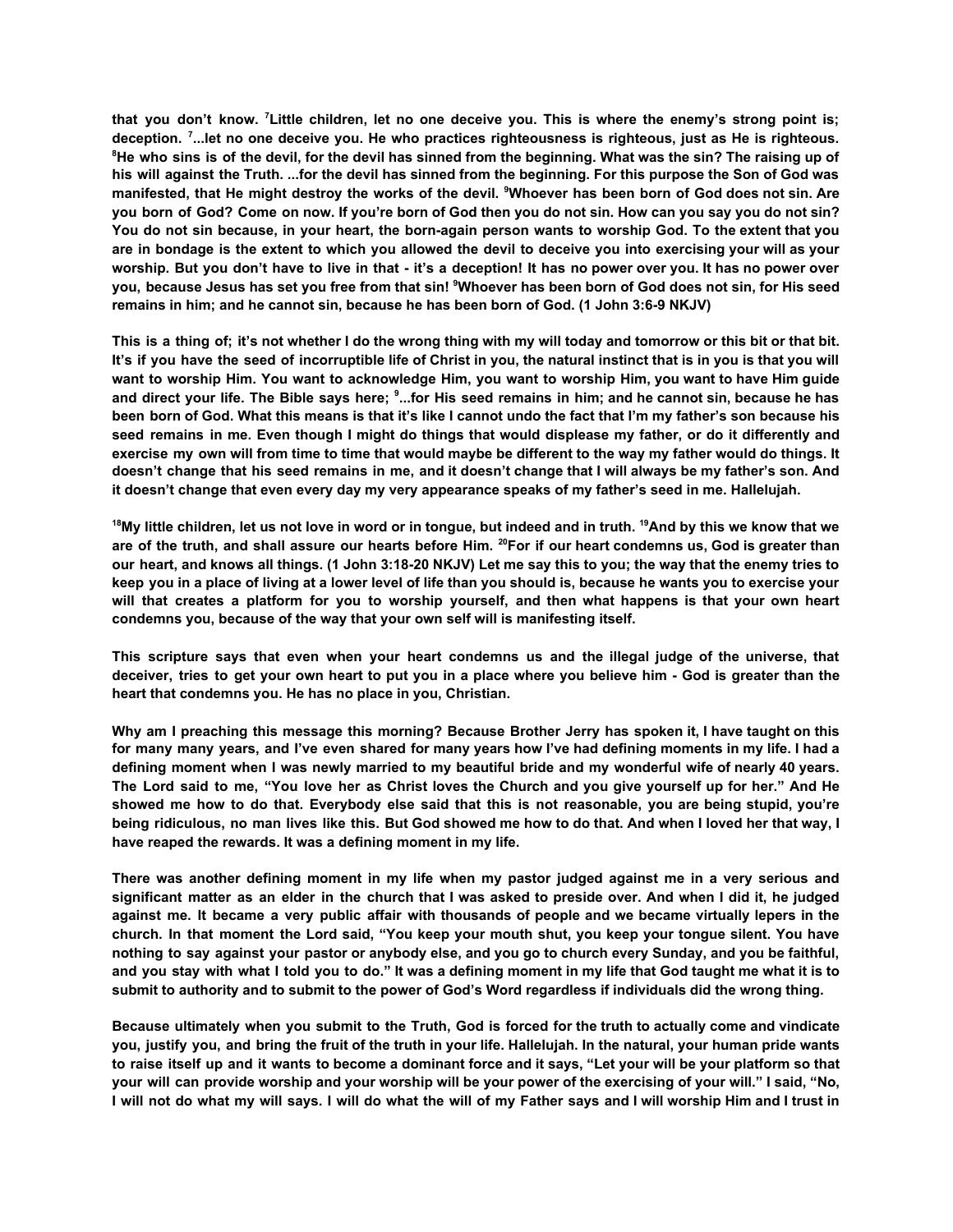**that you don't know. [7]Little children, let no one deceive you. This is where the enemy's strong point is; deception. [7]...let no one deceive you. He who practices righteousness is righteous, just as He is righteous. [8]He who sins is of the devil, for the devil has sinned from the beginning. What was the sin? The raising up of his will against the Truth. ...for the devil has sinned from the beginning. For this purpose the Son of God was manifested, that He might destroy the works of the devil. [9]Whoever has been born of God does not sin. Are you born of God? Come on now. If you're born of God then you do not sin. How can you say you do not sin? You do not sin because, in your heart, the born-again person wants to worship God. To the extent that you are in bondage is the extent to which you allowed the devil to deceive you into exercising your will as your worship. But you don't have to live in that - it's a deception! It has no power over you. It has no power over you, because Jesus has set you free from that sin! [9]Whoever has been born of God does not sin, for His seed remains in him; and he cannot sin, because he has been born of God. (1 John 3:6-9 NKJV)**

**This is a thing of; it's not whether I do the wrong thing with my will today and tomorrow or this bit or that bit. It's if you have the seed of incorruptible life of Christ in you, the natural instinct that is in you is that you will want to worship Him. You want to acknowledge Him, you want to worship Him, you want to have Him guide and direct your life. The Bible says here; [9]...for His seed remains in him; and he cannot sin, because he has been born of God. What this means is that it's like I cannot undo the fact that I'm my father's son because his seed remains in me. Even though I might do things that would displease my father, or do it differently and exercise my own will from time to time that would maybe be different to the way my father would do things. It doesn't change that his seed remains in me, and it doesn't change that I will always be my father's son. And it doesn't change that even every day my very appearance speaks of my father's seed in me. Hallelujah.**

**[18]My little children, let us not love in word or in tongue, but indeed and in truth. [19]And by this we know that we are of the truth, and shall assure our hearts before Him. [20]For if our heart condemns us, God is greater than our heart, and knows all things. (1 John 3:18-20 NKJV) Let me say this to you; the way that the enemy tries to keep you in a place of living at a lower level of life than you should is, because he wants you to exercise your will that creates a platform for you to worship yourself, and then what happens is that your own heart condemns you, because of the way that your own self will is manifesting itself.**

**This scripture says that even when your heart condemns us and the illegal judge of the universe, that deceiver, tries to get your own heart to put you in a place where you believe him - God is greater than the heart that condemns you. He has no place in you, Christian.**

**Why am I preaching this message this morning? Because Brother Jerry has spoken it, I have taught on this for many many years, and I've even shared for many years how I've had defining moments in my life. I had a defining moment when I was newly married to my beautiful bride and my wonderful wife of nearly 40 years. The Lord said to me, "You love her as Christ loves the Church and you give yourself up for her." And He showed me how to do that. Everybody else said that this is not reasonable, you are being stupid, you're being ridiculous, no man lives like this. But God showed me how to do that. And when I loved her that way, I have reaped the rewards. It was a defining moment in my life.**

**There was another defining moment in my life when my pastor judged against me in a very serious and significant matter as an elder in the church that I was asked to preside over. And when I did it, he judged against me. It became a very public affair with thousands of people and we became virtually lepers in the church. In that moment the Lord said, "You keep your mouth shut, you keep your tongue silent. You have nothing to say against your pastor or anybody else, and you go to church every Sunday, and you be faithful, and you stay with what I told you to do." It was a defining moment in my life that God taught me what it is to submit to authority and to submit to the power of God's Word regardless if individuals did the wrong thing.**

**Because ultimately when you submit to the Truth, God is forced for the truth to actually come and vindicate you, justify you, and bring the fruit of the truth in your life. Hallelujah. In the natural, your human pride wants to raise itself up and it wants to become a dominant force and it says, "Let your will be your platform so that your will can provide worship and your worship will be your power of the exercising of your will." I said, "No, I will not do what my will says. I will do what the will of my Father says and I will worship Him and I trust in**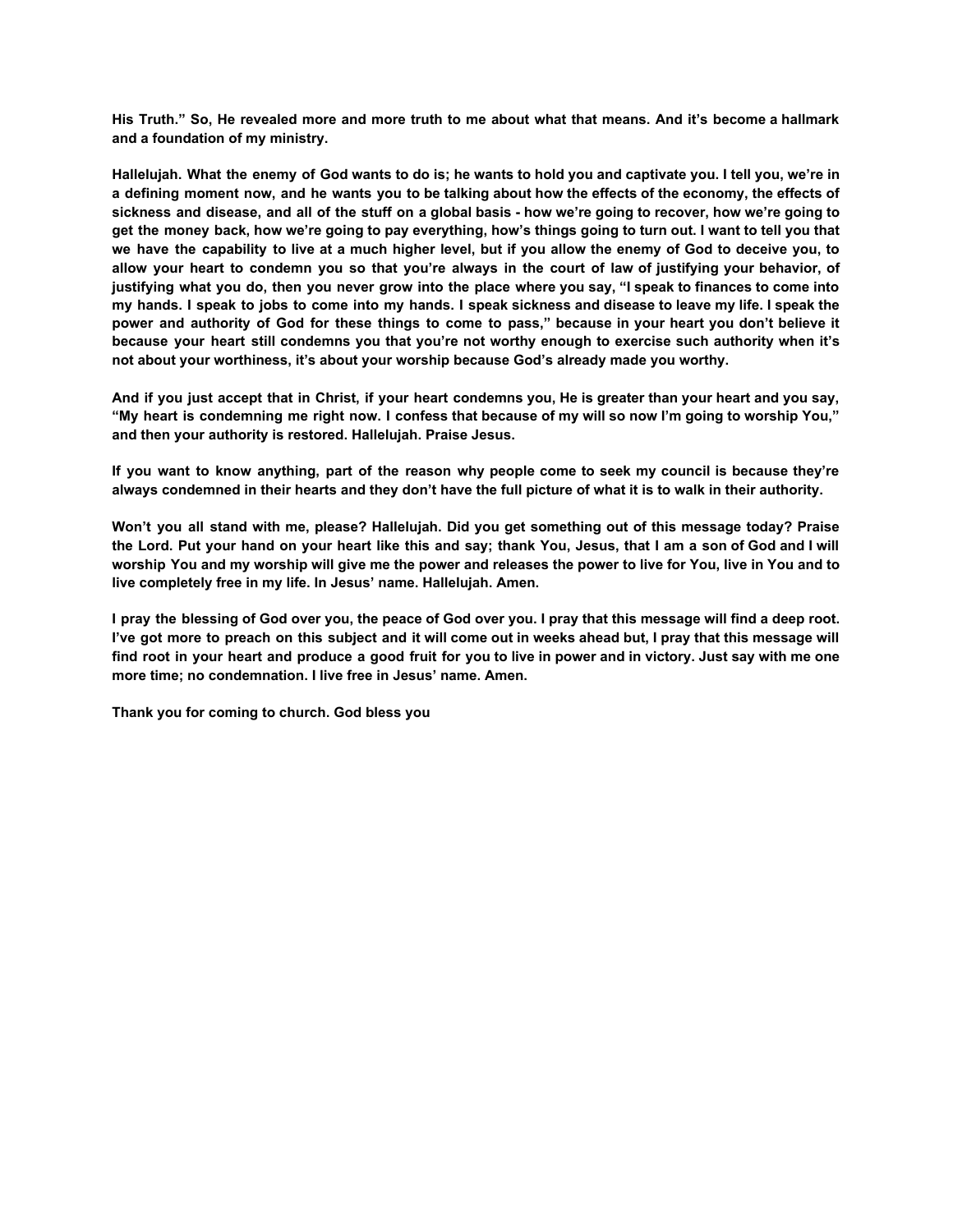**His Truth." So, He revealed more and more truth to me about what that means. And it's become a hallmark and a foundation of my ministry.**

**Hallelujah. What the enemy of God wants to do is; he wants to hold you and captivate you. I tell you, we're in a defining moment now, and he wants you to be talking about how the effects of the economy, the effects of sickness and disease, and all of the stuff on a global basis - how we're going to recover, how we're going to get the money back, how we're going to pay everything, how's things going to turn out. I want to tell you that we have the capability to live at a much higher level, but if you allow the enemy of God to deceive you, to allow your heart to condemn you so that you're always in the court of law of justifying your behavior, of justifying what you do, then you never grow into the place where you say, "I speak to finances to come into my hands. I speak to jobs to come into my hands. I speak sickness and disease to leave my life. I speak the power and authority of God for these things to come to pass," because in your heart you don't believe it because your heart still condemns you that you're not worthy enough to exercise such authority when it's not about your worthiness, it's about your worship because God's already made you worthy.**

**And if you just accept that in Christ, if your heart condemns you, He is greater than your heart and you say, "My heart is condemning me right now. I confess that because of my will so now I'm going to worship You," and then your authority is restored. Hallelujah. Praise Jesus.**

**If you want to know anything, part of the reason why people come to seek my council is because they're always condemned in their hearts and they don't have the full picture of what it is to walk in their authority.**

**Won't you all stand with me, please? Hallelujah. Did you get something out of this message today? Praise the Lord. Put your hand on your heart like this and say; thank You, Jesus, that I am a son of God and I will worship You and my worship will give me the power and releases the power to live for You, live in You and to live completely free in my life. In Jesus' name. Hallelujah. Amen.**

**I pray the blessing of God over you, the peace of God over you. I pray that this message will find a deep root. I've got more to preach on this subject and it will come out in weeks ahead but, I pray that this message will find root in your heart and produce a good fruit for you to live in power and in victory. Just say with me one more time; no condemnation. I live free in Jesus' name. Amen.**

**Thank you for coming to church. God bless you**